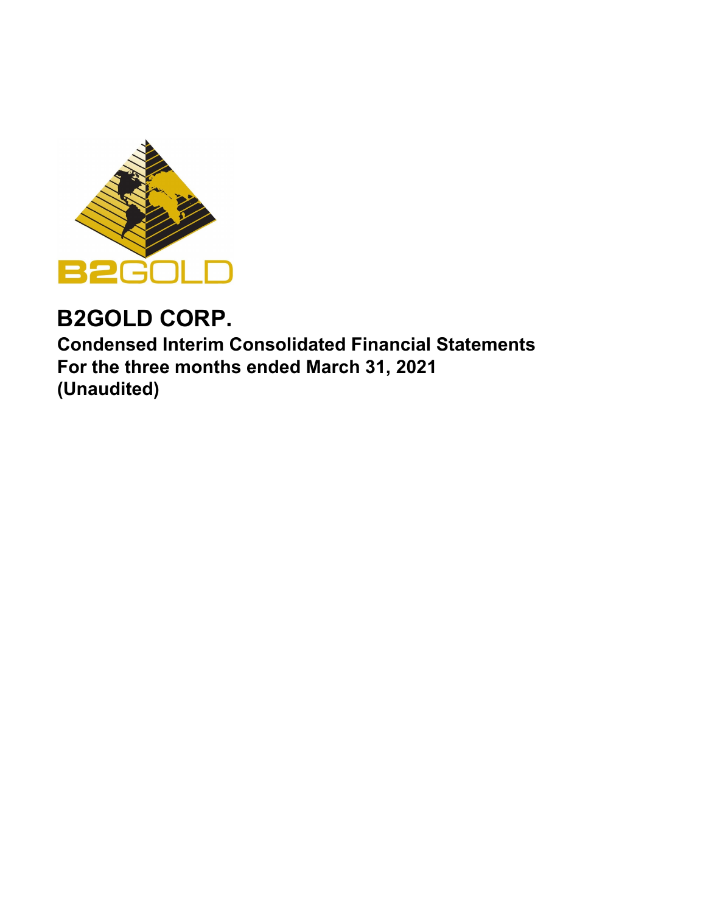# B2GOLD CORP.

**Condensed Interim Consolidated Financial Statements**
**For the three months ended March 31, 2021**
**(Unaudited)**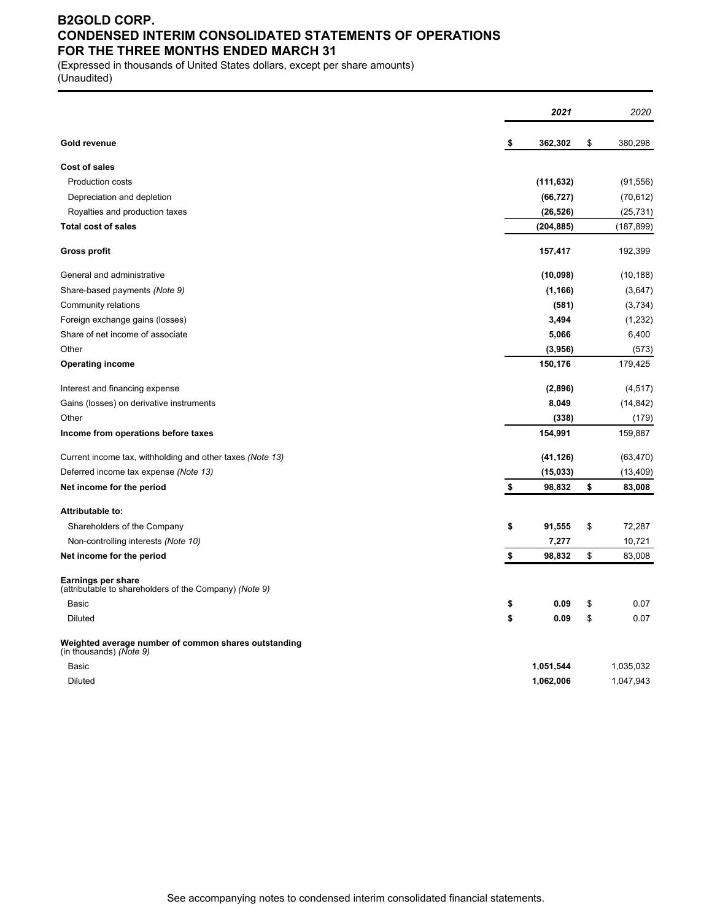# B2GOLD CORP.
# CONDENSED INTERIM CONSOLIDATED STATEMENTS OF OPERATIONS
# FOR THE THREE MONTHS ENDED MARCH 31

(Expressed in thousands of United States dollars, except per share amounts)
(Unaudited)

| | **2021** | 2020 |
|---|---|---|
| **Gold revenue** | **$ 362,302** | $ 380,298 |
| **Cost of sales** | | |
| Production costs | **(111,632)** | (91,556) |
| Depreciation and depletion | **(66,727)** | (70,612) |
| Royalties and production taxes | **(26,526)** | (25,731) |
| **Total cost of sales** | **(204,885)** | (187,899) |
| **Gross profit** | **157,417** | 192,399 |
| General and administrative | **(10,098)** | (10,188) |
| Share-based payments *(Note 9)* | **(1,166)** | (3,647) |
| Community relations | **(581)** | (3,734) |
| Foreign exchange gains (losses) | **3,494** | (1,232) |
| Share of net income of associate | **5,066** | 6,400 |
| Other | **(3,956)** | (573) |
| **Operating income** | **150,176** | 179,425 |
| Interest and financing expense | **(2,896)** | (4,517) |
| Gains (losses) on derivative instruments | **8,049** | (14,842) |
| Other | **(338)** | (179) |
| **Income from operations before taxes** | **154,991** | 159,887 |
| Current income tax, withholding and other taxes *(Note 13)* | **(41,126)** | (63,470) |
| Deferred income tax expense *(Note 13)* | **(15,033)** | (13,409) |
| **Net income for the period** | **$ 98,832** | **$ 83,008** |
| **Attributable to:** | | |
| Shareholders of the Company | **$ 91,555** | $ 72,287 |
| Non-controlling interests *(Note 10)* | **7,277** | 10,721 |
| **Net income for the period** | **$ 98,832** | $ 83,008 |
| **Earnings per share** (attributable to shareholders of the Company) *(Note 9)* | | |
| Basic | **$ 0.09** | $ 0.07 |
| Diluted | **$ 0.09** | $ 0.07 |
| **Weighted average number of common shares outstanding** (in thousands) *(Note 9)* | | |
| Basic | **1,051,544** | 1,035,032 |
| Diluted | **1,062,006** | 1,047,943 |

See accompanying notes to condensed interim consolidated financial statements.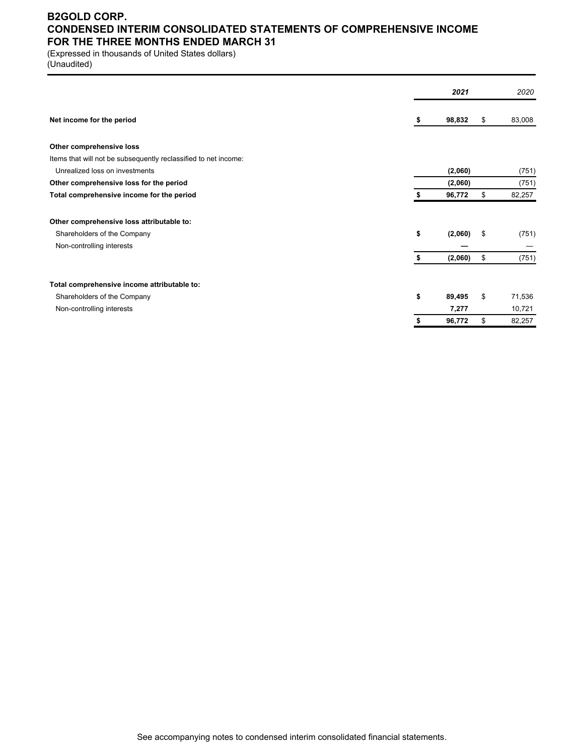# B2GOLD CORP.
# CONDENSED INTERIM CONSOLIDATED STATEMENTS OF COMPREHENSIVE INCOME
# FOR THE THREE MONTHS ENDED MARCH 31

(Expressed in thousands of United States dollars)
(Unaudited)

| | **2021** | 2020 |
|---|---|---|
| **Net income for the period** | **$ 98,832** | $ 83,008 |
| | | |
| **Other comprehensive loss** | | |
| Items that will not be subsequently reclassified to net income: | | |
| Unrealized loss on investments | **(2,060)** | (751) |
| **Other comprehensive loss for the period** | **(2,060)** | (751) |
| **Total comprehensive income for the period** | **$ 96,772** | $ 82,257 |
| | | |
| **Other comprehensive loss attributable to:** | | |
| Shareholders of the Company | **$ (2,060)** | $ (751) |
| Non-controlling interests | **—** | — |
| | **$ (2,060)** | $ (751) |
| | | |
| **Total comprehensive income attributable to:** | | |
| Shareholders of the Company | **$ 89,495** | $ 71,536 |
| Non-controlling interests | **7,277** | 10,721 |
| | **$ 96,772** | $ 82,257 |

See accompanying notes to condensed interim consolidated financial statements.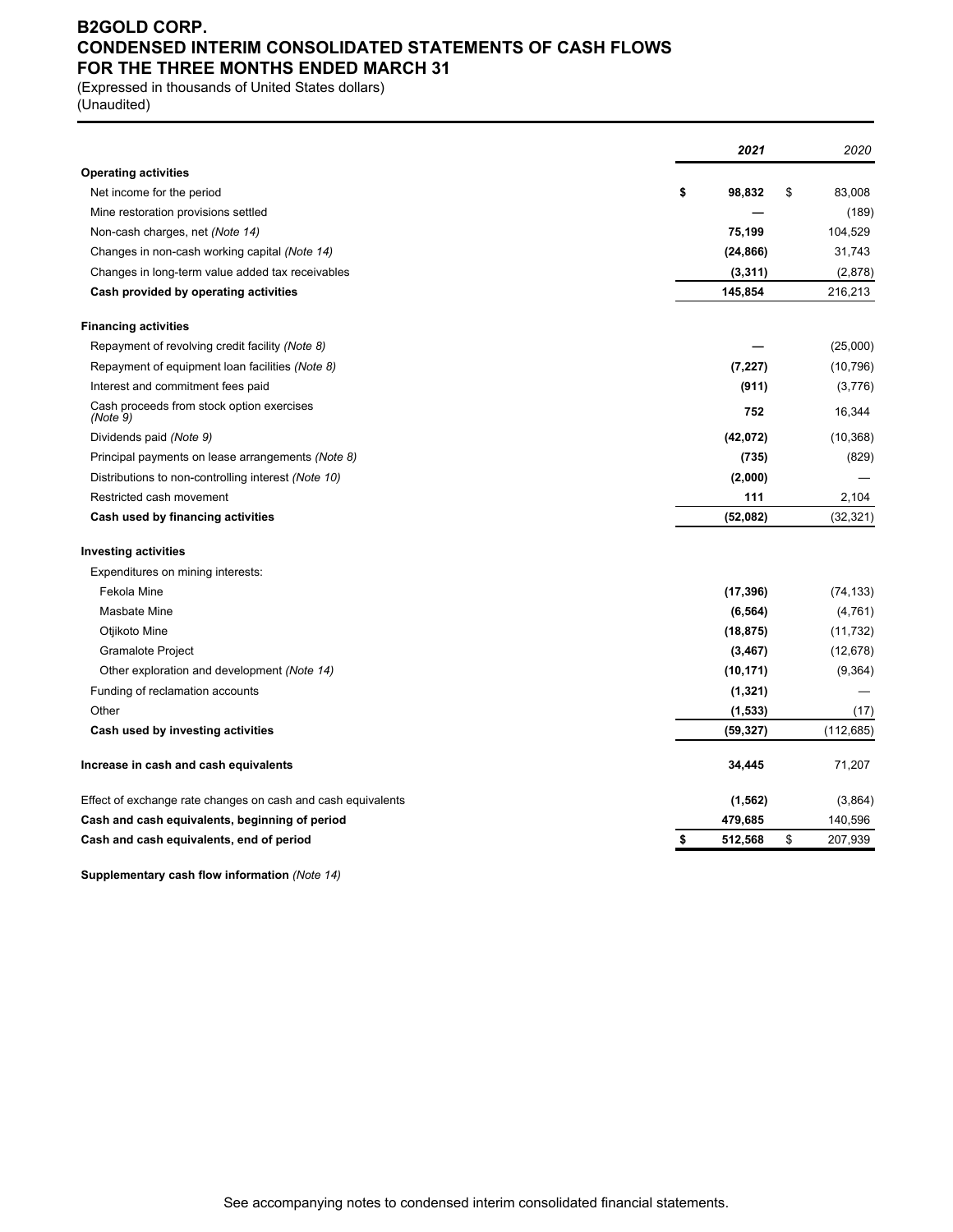# B2GOLD CORP.
# CONDENSED INTERIM CONSOLIDATED STATEMENTS OF CASH FLOWS
# FOR THE THREE MONTHS ENDED MARCH 31

(Expressed in thousands of United States dollars)
(Unaudited)

| | **2021** | 2020 |
|---|---|---|
| **Operating activities** | | |
| Net income for the period | **$ 98,832** | $ 83,008 |
| Mine restoration provisions settled | **—** | (189) |
| Non-cash charges, net *(Note 14)* | **75,199** | 104,529 |
| Changes in non-cash working capital *(Note 14)* | **(24,866)** | 31,743 |
| Changes in long-term value added tax receivables | **(3,311)** | (2,878) |
| **Cash provided by operating activities** | **145,854** | 216,213 |
| **Financing activities** | | |
| Repayment of revolving credit facility *(Note 8)* | **—** | (25,000) |
| Repayment of equipment loan facilities *(Note 8)* | **(7,227)** | (10,796) |
| Interest and commitment fees paid | **(911)** | (3,776) |
| Cash proceeds from stock option exercises *(Note 9)* | **752** | 16,344 |
| Dividends paid *(Note 9)* | **(42,072)** | (10,368) |
| Principal payments on lease arrangements *(Note 8)* | **(735)** | (829) |
| Distributions to non-controlling interest *(Note 10)* | **(2,000)** | — |
| Restricted cash movement | **111** | 2,104 |
| **Cash used by financing activities** | **(52,082)** | (32,321) |
| **Investing activities** | | |
| Expenditures on mining interests: | | |
| Fekola Mine | **(17,396)** | (74,133) |
| Masbate Mine | **(6,564)** | (4,761) |
| Otjikoto Mine | **(18,875)** | (11,732) |
| Gramalote Project | **(3,467)** | (12,678) |
| Other exploration and development *(Note 14)* | **(10,171)** | (9,364) |
| Funding of reclamation accounts | **(1,321)** | — |
| Other | **(1,533)** | (17) |
| **Cash used by investing activities** | **(59,327)** | (112,685) |
| **Increase in cash and cash equivalents** | **34,445** | 71,207 |
| Effect of exchange rate changes on cash and cash equivalents | **(1,562)** | (3,864) |
| **Cash and cash equivalents, beginning of period** | **479,685** | 140,596 |
| **Cash and cash equivalents, end of period** | **$ 512,568** | $ 207,939 |

**Supplementary cash flow information** *(Note 14)*

See accompanying notes to condensed interim consolidated financial statements.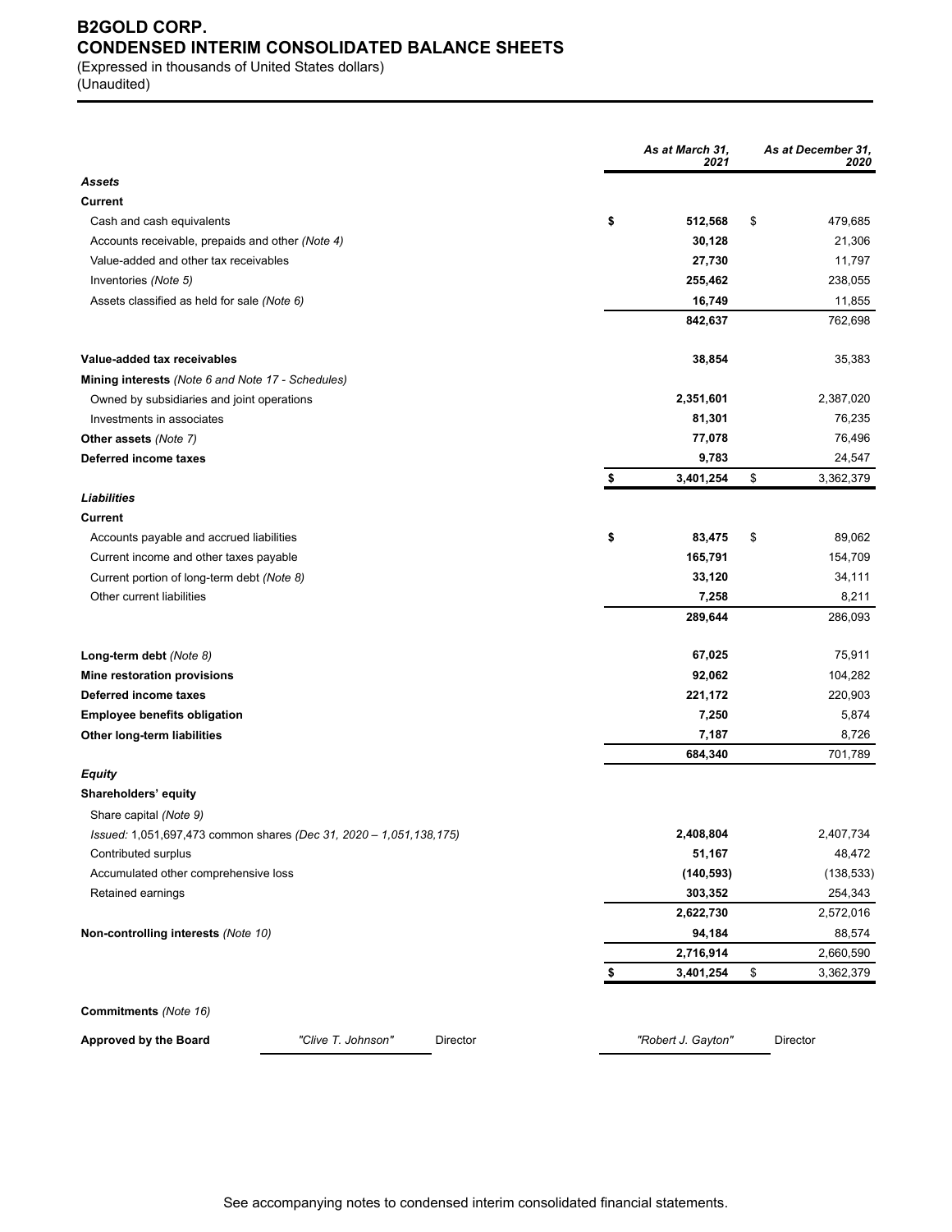# B2GOLD CORP.
## CONDENSED INTERIM CONSOLIDATED BALANCE SHEETS

(Expressed in thousands of United States dollars)
(Unaudited)

| | | *As at March 31, 2021* | | *As at December 31, 2020* |
|---|---|---|---|---|
| ***Assets*** | | | | |
| **Current** | | | | |
| Cash and cash equivalents | **$** | **512,568** | $ | 479,685 |
| Accounts receivable, prepaids and other *(Note 4)* | | **30,128** | | 21,306 |
| Value-added and other tax receivables | | **27,730** | | 11,797 |
| Inventories *(Note 5)* | | **255,462** | | 238,055 |
| Assets classified as held for sale *(Note 6)* | | **16,749** | | 11,855 |
| | | **842,637** | | 762,698 |
| **Value-added tax receivables** | | **38,854** | | 35,383 |
| **Mining interests** *(Note 6 and Note 17 - Schedules)* | | | | |
| Owned by subsidiaries and joint operations | | **2,351,601** | | 2,387,020 |
| Investments in associates | | **81,301** | | 76,235 |
| **Other assets** *(Note 7)* | | **77,078** | | 76,496 |
| **Deferred income taxes** | | **9,783** | | 24,547 |
| | **$** | **3,401,254** | $ | 3,362,379 |
| ***Liabilities*** | | | | |
| **Current** | | | | |
| Accounts payable and accrued liabilities | **$** | **83,475** | $ | 89,062 |
| Current income and other taxes payable | | **165,791** | | 154,709 |
| Current portion of long-term debt *(Note 8)* | | **33,120** | | 34,111 |
| Other current liabilities | | **7,258** | | 8,211 |
| | | **289,644** | | 286,093 |
| **Long-term debt** *(Note 8)* | | **67,025** | | 75,911 |
| **Mine restoration provisions** | | **92,062** | | 104,282 |
| **Deferred income taxes** | | **221,172** | | 220,903 |
| **Employee benefits obligation** | | **7,250** | | 5,874 |
| **Other long-term liabilities** | | **7,187** | | 8,726 |
| | | **684,340** | | 701,789 |
| ***Equity*** | | | | |
| **Shareholders' equity** | | | | |
| Share capital *(Note 9)* | | | | |
| *Issued:* 1,051,697,473 common shares *(Dec 31, 2020 – 1,051,138,175)* | | **2,408,804** | | 2,407,734 |
| Contributed surplus | | **51,167** | | 48,472 |
| Accumulated other comprehensive loss | | **(140,593)** | | (138,533) |
| Retained earnings | | **303,352** | | 254,343 |
| | | **2,622,730** | | 2,572,016 |
| **Non-controlling interests** *(Note 10)* | | **94,184** | | 88,574 |
| | | **2,716,914** | | 2,660,590 |
| | **$** | **3,401,254** | $ | 3,362,379 |

**Commitments** *(Note 16)*

**Approved by the Board** *"Clive T. Johnson"* Director *"Robert J. Gayton"* Director

See accompanying notes to condensed interim consolidated financial statements.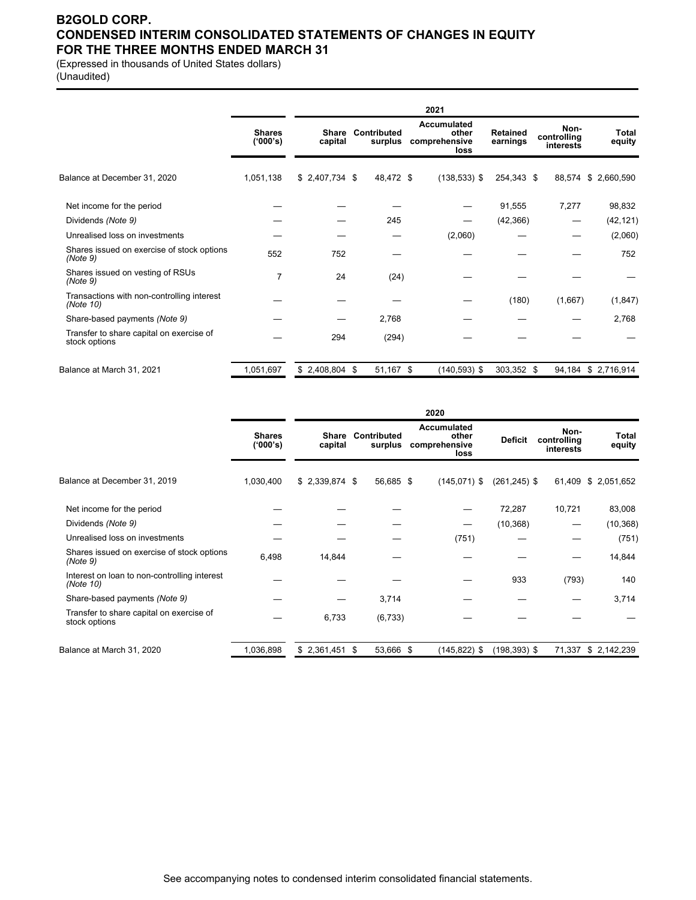**B2GOLD CORP.**
**CONDENSED INTERIM CONSOLIDATED STATEMENTS OF CHANGES IN EQUITY**
**FOR THE THREE MONTHS ENDED MARCH 31**

(Expressed in thousands of United States dollars)
(Unaudited)

| | | 2021 | | | | | |
|---|---|---|---|---|---|---|---|
| | **Shares ('000's)** | **Share capital** | **Contributed surplus** | **Accumulated other comprehensive loss** | **Retained earnings** | **Non-controlling interests** | **Total equity** |
| Balance at December 31, 2020 | 1,051,138 | $ 2,407,734 $ | 48,472 $ | (138,533) $ | 254,343 $ | 88,574 | $ 2,660,590 |
| Net income for the period | — | — | — | — | 91,555 | 7,277 | 98,832 |
| Dividends *(Note 9)* | — | — | 245 | — | (42,366) | — | (42,121) |
| Unrealised loss on investments | — | — | — | (2,060) | — | — | (2,060) |
| Shares issued on exercise of stock options *(Note 9)* | 552 | 752 | — | — | — | — | 752 |
| Shares issued on vesting of RSUs *(Note 9)* | 7 | 24 | (24) | — | — | — | — |
| Transactions with non-controlling interest *(Note 10)* | — | — | — | — | (180) | (1,667) | (1,847) |
| Share-based payments *(Note 9)* | — | — | 2,768 | — | — | — | 2,768 |
| Transfer to share capital on exercise of stock options | — | 294 | (294) | — | — | — | — |
| Balance at March 31, 2021 | 1,051,697 | $ 2,408,804 $ | 51,167 $ | (140,593) $ | 303,352 $ | 94,184 | $ 2,716,914 |

| | | 2020 | | | | | |
|---|---|---|---|---|---|---|---|
| | **Shares ('000's)** | **Share capital** | **Contributed surplus** | **Accumulated other comprehensive loss** | **Deficit** | **Non-controlling interests** | **Total equity** |
| Balance at December 31, 2019 | 1,030,400 | $ 2,339,874 $ | 56,685 $ | (145,071) $ | (261,245) $ | 61,409 | $ 2,051,652 |
| Net income for the period | — | — | — | — | 72,287 | 10,721 | 83,008 |
| Dividends *(Note 9)* | — | — | — | — | (10,368) | — | (10,368) |
| Unrealised loss on investments | — | — | — | (751) | — | — | (751) |
| Shares issued on exercise of stock options *(Note 9)* | 6,498 | 14,844 | — | — | — | — | 14,844 |
| Interest on loan to non-controlling interest *(Note 10)* | — | — | — | — | 933 | (793) | 140 |
| Share-based payments *(Note 9)* | — | — | 3,714 | — | — | — | 3,714 |
| Transfer to share capital on exercise of stock options | — | 6,733 | (6,733) | — | — | — | — |
| Balance at March 31, 2020 | 1,036,898 | $ 2,361,451 $ | 53,666 $ | (145,822) $ | (198,393) $ | 71,337 | $ 2,142,239 |

See accompanying notes to condensed interim consolidated financial statements.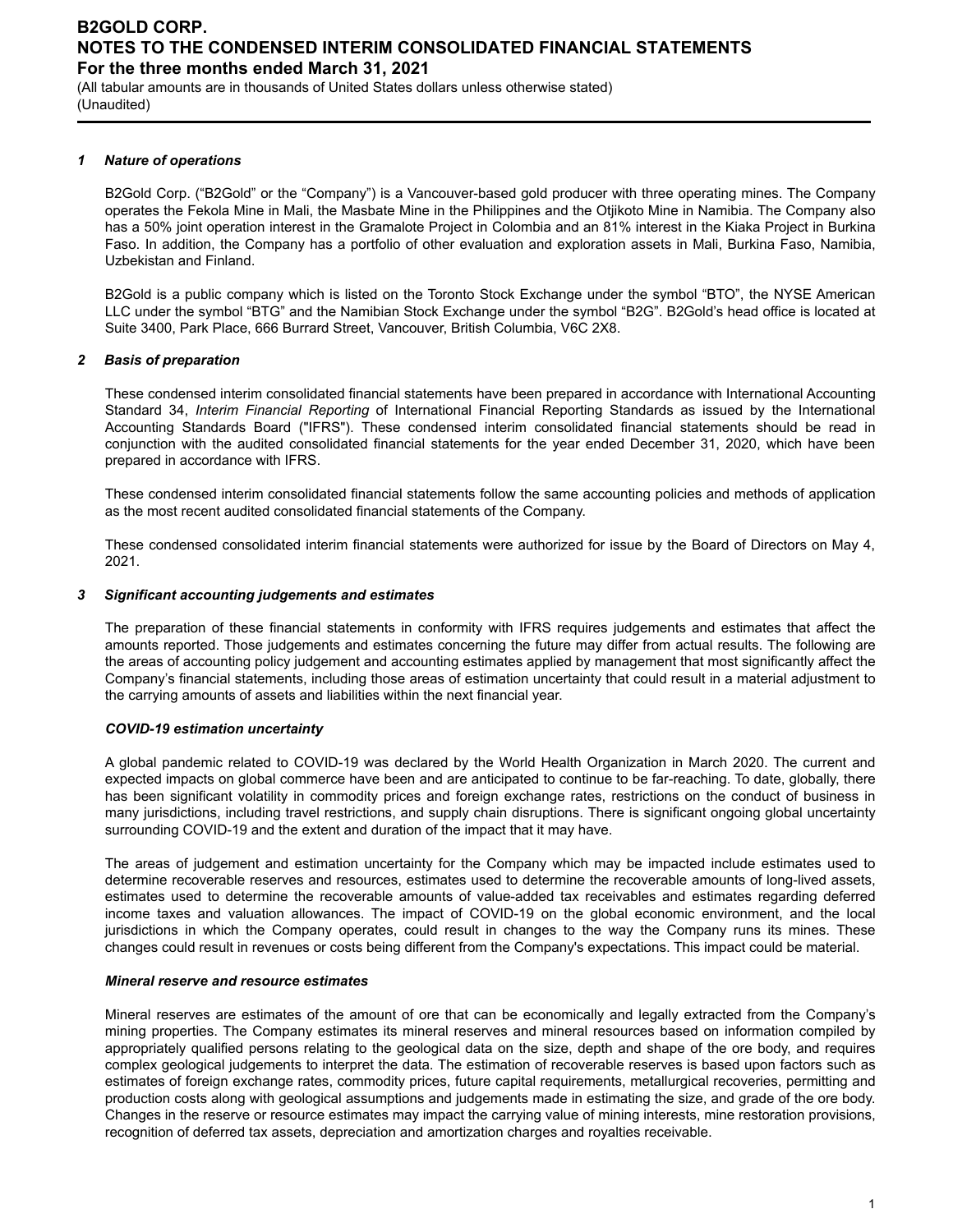## 1 Nature of operations

B2Gold Corp. ("B2Gold" or the "Company") is a Vancouver-based gold producer with three operating mines. The Company operates the Fekola Mine in Mali, the Masbate Mine in the Philippines and the Otjikoto Mine in Namibia. The Company also has a 50% joint operation interest in the Gramalote Project in Colombia and an 81% interest in the Kiaka Project in Burkina Faso. In addition, the Company has a portfolio of other evaluation and exploration assets in Mali, Burkina Faso, Namibia, Uzbekistan and Finland.

B2Gold is a public company which is listed on the Toronto Stock Exchange under the symbol "BTO", the NYSE American LLC under the symbol "BTG" and the Namibian Stock Exchange under the symbol "B2G". B2Gold's head office is located at Suite 3400, Park Place, 666 Burrard Street, Vancouver, British Columbia, V6C 2X8.

## 2 Basis of preparation

These condensed interim consolidated financial statements have been prepared in accordance with International Accounting Standard 34, *Interim Financial Reporting* of International Financial Reporting Standards as issued by the International Accounting Standards Board ("IFRS"). These condensed interim consolidated financial statements should be read in conjunction with the audited consolidated financial statements for the year ended December 31, 2020, which have been prepared in accordance with IFRS.

These condensed interim consolidated financial statements follow the same accounting policies and methods of application as the most recent audited consolidated financial statements of the Company.

These condensed consolidated interim financial statements were authorized for issue by the Board of Directors on May 4, 2021.

## 3 Significant accounting judgements and estimates

The preparation of these financial statements in conformity with IFRS requires judgements and estimates that affect the amounts reported. Those judgements and estimates concerning the future may differ from actual results. The following are the areas of accounting policy judgement and accounting estimates applied by management that most significantly affect the Company's financial statements, including those areas of estimation uncertainty that could result in a material adjustment to the carrying amounts of assets and liabilities within the next financial year.

### *COVID-19 estimation uncertainty*

A global pandemic related to COVID-19 was declared by the World Health Organization in March 2020. The current and expected impacts on global commerce have been and are anticipated to continue to be far-reaching. To date, globally, there has been significant volatility in commodity prices and foreign exchange rates, restrictions on the conduct of business in many jurisdictions, including travel restrictions, and supply chain disruptions. There is significant ongoing global uncertainty surrounding COVID-19 and the extent and duration of the impact that it may have.

The areas of judgement and estimation uncertainty for the Company which may be impacted include estimates used to determine recoverable reserves and resources, estimates used to determine the recoverable amounts of long-lived assets, estimates used to determine the recoverable amounts of value-added tax receivables and estimates regarding deferred income taxes and valuation allowances. The impact of COVID-19 on the global economic environment, and the local jurisdictions in which the Company operates, could result in changes to the way the Company runs its mines. These changes could result in revenues or costs being different from the Company's expectations. This impact could be material.

### *Mineral reserve and resource estimates*

Mineral reserves are estimates of the amount of ore that can be economically and legally extracted from the Company's mining properties. The Company estimates its mineral reserves and mineral resources based on information compiled by appropriately qualified persons relating to the geological data on the size, depth and shape of the ore body, and requires complex geological judgements to interpret the data. The estimation of recoverable reserves is based upon factors such as estimates of foreign exchange rates, commodity prices, future capital requirements, metallurgical recoveries, permitting and production costs along with geological assumptions and judgements made in estimating the size, and grade of the ore body. Changes in the reserve or resource estimates may impact the carrying value of mining interests, mine restoration provisions, recognition of deferred tax assets, depreciation and amortization charges and royalties receivable.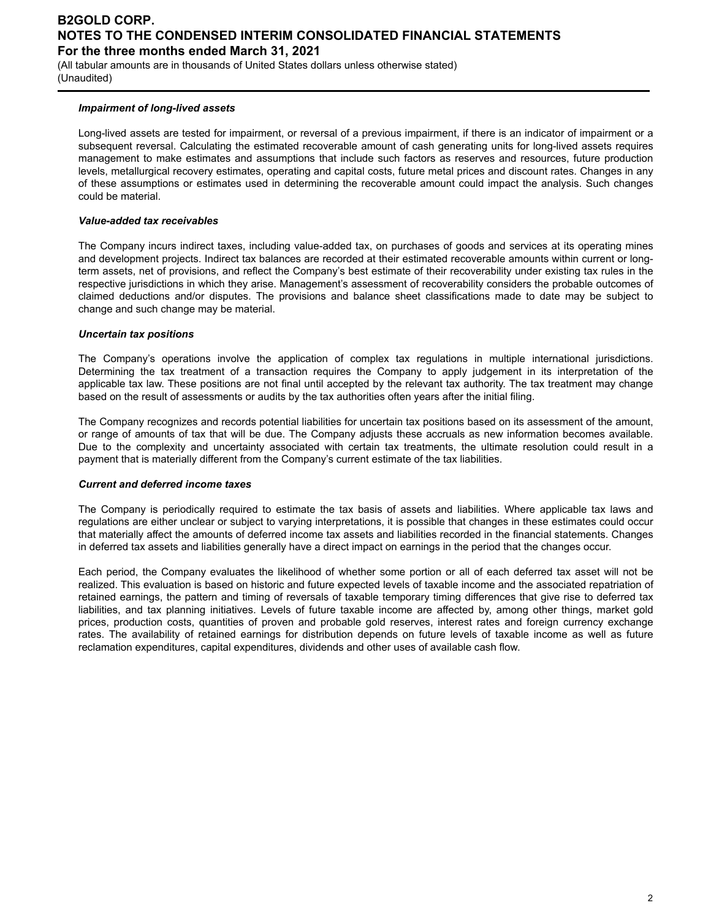***Impairment of long-lived assets***

Long-lived assets are tested for impairment, or reversal of a previous impairment, if there is an indicator of impairment or a subsequent reversal. Calculating the estimated recoverable amount of cash generating units for long-lived assets requires management to make estimates and assumptions that include such factors as reserves and resources, future production levels, metallurgical recovery estimates, operating and capital costs, future metal prices and discount rates. Changes in any of these assumptions or estimates used in determining the recoverable amount could impact the analysis. Such changes could be material.

***Value-added tax receivables***

The Company incurs indirect taxes, including value-added tax, on purchases of goods and services at its operating mines and development projects. Indirect tax balances are recorded at their estimated recoverable amounts within current or long-term assets, net of provisions, and reflect the Company's best estimate of their recoverability under existing tax rules in the respective jurisdictions in which they arise. Management's assessment of recoverability considers the probable outcomes of claimed deductions and/or disputes. The provisions and balance sheet classifications made to date may be subject to change and such change may be material.

***Uncertain tax positions***

The Company's operations involve the application of complex tax regulations in multiple international jurisdictions. Determining the tax treatment of a transaction requires the Company to apply judgement in its interpretation of the applicable tax law. These positions are not final until accepted by the relevant tax authority. The tax treatment may change based on the result of assessments or audits by the tax authorities often years after the initial filing.

The Company recognizes and records potential liabilities for uncertain tax positions based on its assessment of the amount, or range of amounts of tax that will be due. The Company adjusts these accruals as new information becomes available. Due to the complexity and uncertainty associated with certain tax treatments, the ultimate resolution could result in a payment that is materially different from the Company's current estimate of the tax liabilities.

***Current and deferred income taxes***

The Company is periodically required to estimate the tax basis of assets and liabilities. Where applicable tax laws and regulations are either unclear or subject to varying interpretations, it is possible that changes in these estimates could occur that materially affect the amounts of deferred income tax assets and liabilities recorded in the financial statements. Changes in deferred tax assets and liabilities generally have a direct impact on earnings in the period that the changes occur.

Each period, the Company evaluates the likelihood of whether some portion or all of each deferred tax asset will not be realized. This evaluation is based on historic and future expected levels of taxable income and the associated repatriation of retained earnings, the pattern and timing of reversals of taxable temporary timing differences that give rise to deferred tax liabilities, and tax planning initiatives. Levels of future taxable income are affected by, among other things, market gold prices, production costs, quantities of proven and probable gold reserves, interest rates and foreign currency exchange rates. The availability of retained earnings for distribution depends on future levels of taxable income as well as future reclamation expenditures, capital expenditures, dividends and other uses of available cash flow.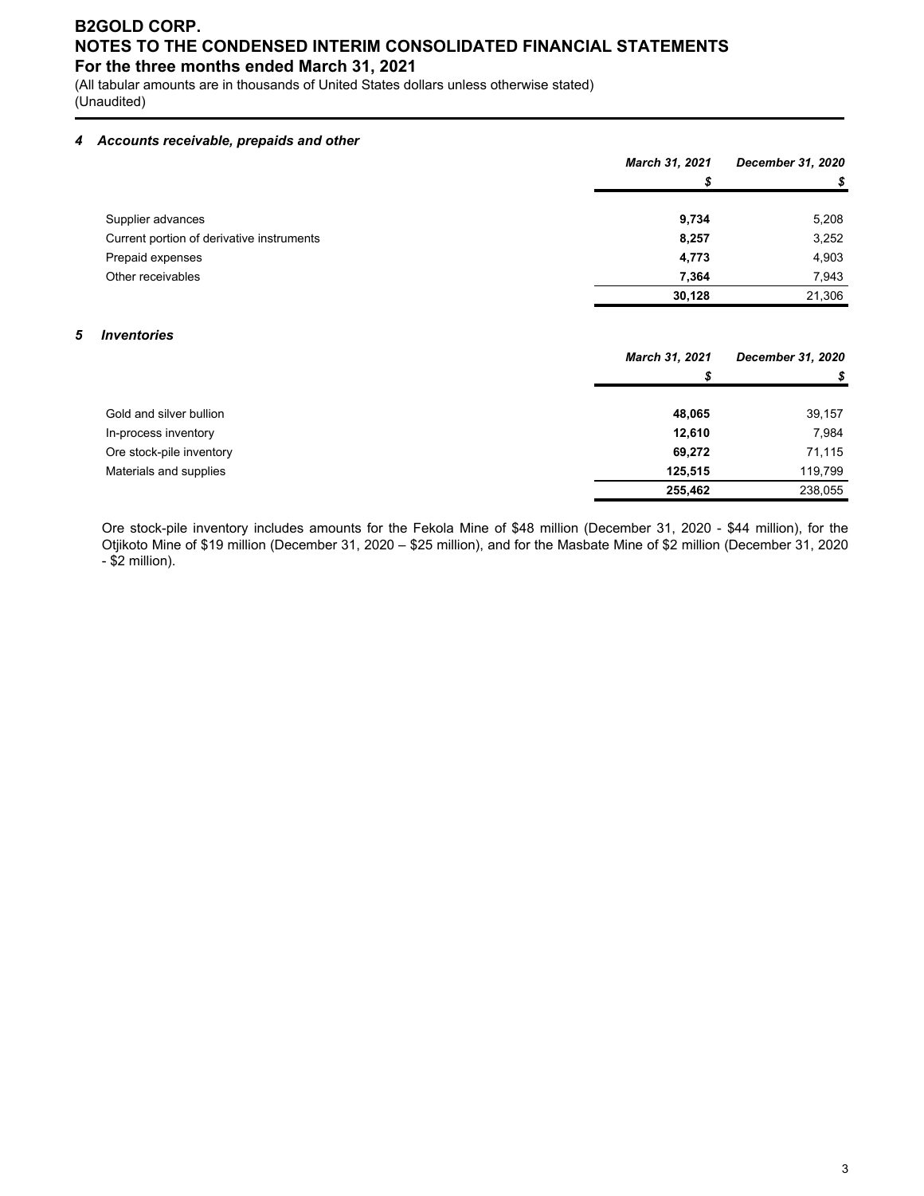# B2GOLD CORP.
# NOTES TO THE CONDENSED INTERIM CONSOLIDATED FINANCIAL STATEMENTS
## For the three months ended March 31, 2021

(All tabular amounts are in thousands of United States dollars unless otherwise stated)
(Unaudited)

### *4 Accounts receivable, prepaids and other*

| | *March 31, 2021* | *December 31, 2020* |
|---|---|---|
| | *$* | *$* |
| Supplier advances | **9,734** | 5,208 |
| Current portion of derivative instruments | **8,257** | 3,252 |
| Prepaid expenses | **4,773** | 4,903 |
| Other receivables | **7,364** | 7,943 |
| | **30,128** | 21,306 |

### *5 Inventories*

| | *March 31, 2021* | *December 31, 2020* |
|---|---|---|
| | *$* | *$* |
| Gold and silver bullion | **48,065** | 39,157 |
| In-process inventory | **12,610** | 7,984 |
| Ore stock-pile inventory | **69,272** | 71,115 |
| Materials and supplies | **125,515** | 119,799 |
| | **255,462** | 238,055 |

Ore stock-pile inventory includes amounts for the Fekola Mine of $48 million (December 31, 2020 - $44 million), for the Otjikoto Mine of $19 million (December 31, 2020 – $25 million), and for the Masbate Mine of $2 million (December 31, 2020 - $2 million).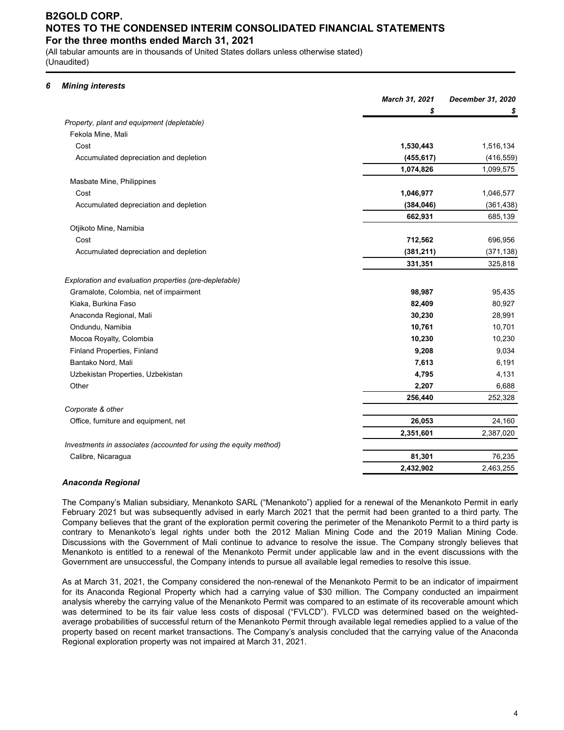# B2GOLD CORP.
# NOTES TO THE CONDENSED INTERIM CONSOLIDATED FINANCIAL STATEMENTS
## For the three months ended March 31, 2021

(All tabular amounts are in thousands of United States dollars unless otherwise stated)
(Unaudited)

### *6 Mining interests*

| | March 31, 2021 | December 31, 2020 |
|---|---|---|
| | $ | $ |
| *Property, plant and equipment (depletable)* | | |
| Fekola Mine, Mali | | |
| Cost | **1,530,443** | 1,516,134 |
| Accumulated depreciation and depletion | **(455,617)** | (416,559) |
| | **1,074,826** | 1,099,575 |
| Masbate Mine, Philippines | | |
| Cost | **1,046,977** | 1,046,577 |
| Accumulated depreciation and depletion | **(384,046)** | (361,438) |
| | **662,931** | 685,139 |
| Otjikoto Mine, Namibia | | |
| Cost | **712,562** | 696,956 |
| Accumulated depreciation and depletion | **(381,211)** | (371,138) |
| | **331,351** | 325,818 |
| *Exploration and evaluation properties (pre-depletable)* | | |
| Gramalote, Colombia, net of impairment | **98,987** | 95,435 |
| Kiaka, Burkina Faso | **82,409** | 80,927 |
| Anaconda Regional, Mali | **30,230** | 28,991 |
| Ondundu, Namibia | **10,761** | 10,701 |
| Mocoa Royalty, Colombia | **10,230** | 10,230 |
| Finland Properties, Finland | **9,208** | 9,034 |
| Bantako Nord, Mali | **7,613** | 6,191 |
| Uzbekistan Properties, Uzbekistan | **4,795** | 4,131 |
| Other | **2,207** | 6,688 |
| | **256,440** | 252,328 |
| *Corporate & other* | | |
| Office, furniture and equipment, net | **26,053** | 24,160 |
| | **2,351,601** | 2,387,020 |
| *Investments in associates (accounted for using the equity method)* | | |
| Calibre, Nicaragua | **81,301** | 76,235 |
| | **2,432,902** | 2,463,255 |

### *Anaconda Regional*

The Company's Malian subsidiary, Menankoto SARL ("Menankoto") applied for a renewal of the Menankoto Permit in early February 2021 but was subsequently advised in early March 2021 that the permit had been granted to a third party. The Company believes that the grant of the exploration permit covering the perimeter of the Menankoto Permit to a third party is contrary to Menankoto's legal rights under both the 2012 Malian Mining Code and the 2019 Malian Mining Code. Discussions with the Government of Mali continue to advance to resolve the issue. The Company strongly believes that Menankoto is entitled to a renewal of the Menankoto Permit under applicable law and in the event discussions with the Government are unsuccessful, the Company intends to pursue all available legal remedies to resolve this issue.

As at March 31, 2021, the Company considered the non-renewal of the Menankoto Permit to be an indicator of impairment for its Anaconda Regional Property which had a carrying value of $30 million. The Company conducted an impairment analysis whereby the carrying value of the Menankoto Permit was compared to an estimate of its recoverable amount which was determined to be its fair value less costs of disposal ("FVLCD"). FVLCD was determined based on the weighted-average probabilities of successful return of the Menankoto Permit through available legal remedies applied to a value of the property based on recent market transactions. The Company's analysis concluded that the carrying value of the Anaconda Regional exploration property was not impaired at March 31, 2021.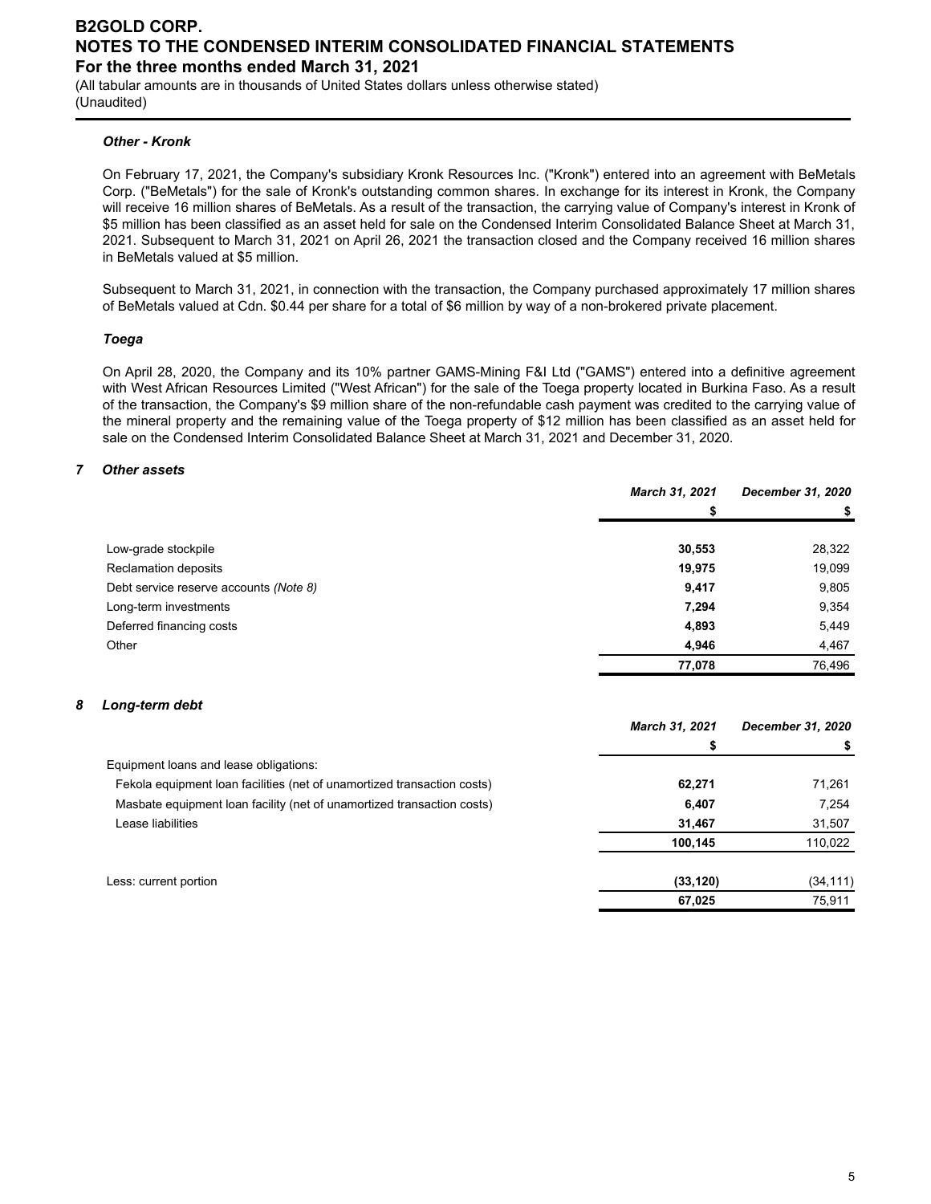### *Other - Kronk*

On February 17, 2021, the Company's subsidiary Kronk Resources Inc. ("Kronk") entered into an agreement with BeMetals Corp. ("BeMetals") for the sale of Kronk's outstanding common shares. In exchange for its interest in Kronk, the Company will receive 16 million shares of BeMetals. As a result of the transaction, the carrying value of Company's interest in Kronk of $5 million has been classified as an asset held for sale on the Condensed Interim Consolidated Balance Sheet at March 31, 2021. Subsequent to March 31, 2021 on April 26, 2021 the transaction closed and the Company received 16 million shares in BeMetals valued at $5 million.

Subsequent to March 31, 2021, in connection with the transaction, the Company purchased approximately 17 million shares of BeMetals valued at Cdn. $0.44 per share for a total of $6 million by way of a non-brokered private placement.

### *Toega*

On April 28, 2020, the Company and its 10% partner GAMS-Mining F&I Ltd ("GAMS") entered into a definitive agreement with West African Resources Limited ("West African") for the sale of the Toega property located in Burkina Faso. As a result of the transaction, the Company's $9 million share of the non-refundable cash payment was credited to the carrying value of the mineral property and the remaining value of the Toega property of $12 million has been classified as an asset held for sale on the Condensed Interim Consolidated Balance Sheet at March 31, 2021 and December 31, 2020.

## 7 Other assets

| | *March 31, 2021* | *December 31, 2020* |
|---|---|---|
| | **$** | **$** |
| Low-grade stockpile | **30,553** | 28,322 |
| Reclamation deposits | **19,975** | 19,099 |
| Debt service reserve accounts *(Note 8)* | **9,417** | 9,805 |
| Long-term investments | **7,294** | 9,354 |
| Deferred financing costs | **4,893** | 5,449 |
| Other | **4,946** | 4,467 |
| | **77,078** | 76,496 |

## 8 Long-term debt

| | *March 31, 2021* | *December 31, 2020* |
|---|---|---|
| | **$** | **$** |
| Equipment loans and lease obligations: | | |
| Fekola equipment loan facilities (net of unamortized transaction costs) | **62,271** | 71,261 |
| Masbate equipment loan facility (net of unamortized transaction costs) | **6,407** | 7,254 |
| Lease liabilities | **31,467** | 31,507 |
| | **100,145** | 110,022 |
| Less: current portion | **(33,120)** | (34,111) |
| | **67,025** | 75,911 |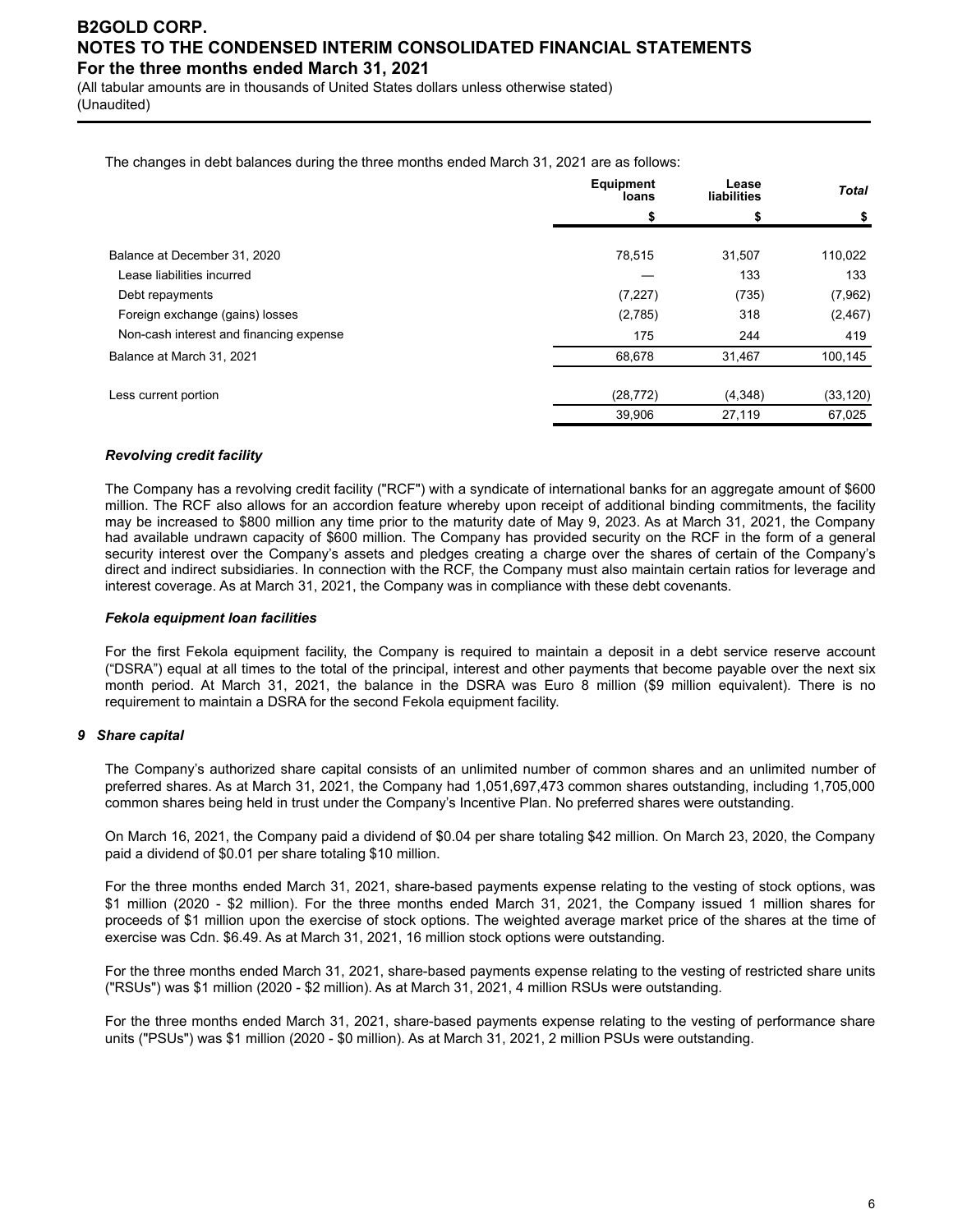The changes in debt balances during the three months ended March 31, 2021 are as follows:

| | Equipment loans | Lease liabilities | *Total* |
|---|---|---|---|
| | $ | $ | $ |
| Balance at December 31, 2020 | 78,515 | 31,507 | 110,022 |
| Lease liabilities incurred | — | 133 | 133 |
| Debt repayments | (7,227) | (735) | (7,962) |
| Foreign exchange (gains) losses | (2,785) | 318 | (2,467) |
| Non-cash interest and financing expense | 175 | 244 | 419 |
| Balance at March 31, 2021 | 68,678 | 31,467 | 100,145 |
| Less current portion | (28,772) | (4,348) | (33,120) |
| | 39,906 | 27,119 | 67,025 |

***Revolving credit facility***

The Company has a revolving credit facility ("RCF") with a syndicate of international banks for an aggregate amount of $600 million. The RCF also allows for an accordion feature whereby upon receipt of additional binding commitments, the facility may be increased to $800 million any time prior to the maturity date of May 9, 2023. As at March 31, 2021, the Company had available undrawn capacity of $600 million. The Company has provided security on the RCF in the form of a general security interest over the Company's assets and pledges creating a charge over the shares of certain of the Company's direct and indirect subsidiaries. In connection with the RCF, the Company must also maintain certain ratios for leverage and interest coverage. As at March 31, 2021, the Company was in compliance with these debt covenants.

***Fekola equipment loan facilities***

For the first Fekola equipment facility, the Company is required to maintain a deposit in a debt service reserve account ("DSRA") equal at all times to the total of the principal, interest and other payments that become payable over the next six month period. At March 31, 2021, the balance in the DSRA was Euro 8 million ($9 million equivalent). There is no requirement to maintain a DSRA for the second Fekola equipment facility.

### *9 Share capital*

The Company's authorized share capital consists of an unlimited number of common shares and an unlimited number of preferred shares. As at March 31, 2021, the Company had 1,051,697,473 common shares outstanding, including 1,705,000 common shares being held in trust under the Company's Incentive Plan. No preferred shares were outstanding.

On March 16, 2021, the Company paid a dividend of $0.04 per share totaling $42 million. On March 23, 2020, the Company paid a dividend of $0.01 per share totaling $10 million.

For the three months ended March 31, 2021, share-based payments expense relating to the vesting of stock options, was $1 million (2020 - $2 million). For the three months ended March 31, 2021, the Company issued 1 million shares for proceeds of $1 million upon the exercise of stock options. The weighted average market price of the shares at the time of exercise was Cdn. $6.49. As at March 31, 2021, 16 million stock options were outstanding.

For the three months ended March 31, 2021, share-based payments expense relating to the vesting of restricted share units ("RSUs") was $1 million (2020 - $2 million). As at March 31, 2021, 4 million RSUs were outstanding.

For the three months ended March 31, 2021, share-based payments expense relating to the vesting of performance share units ("PSUs") was $1 million (2020 - $0 million). As at March 31, 2021, 2 million PSUs were outstanding.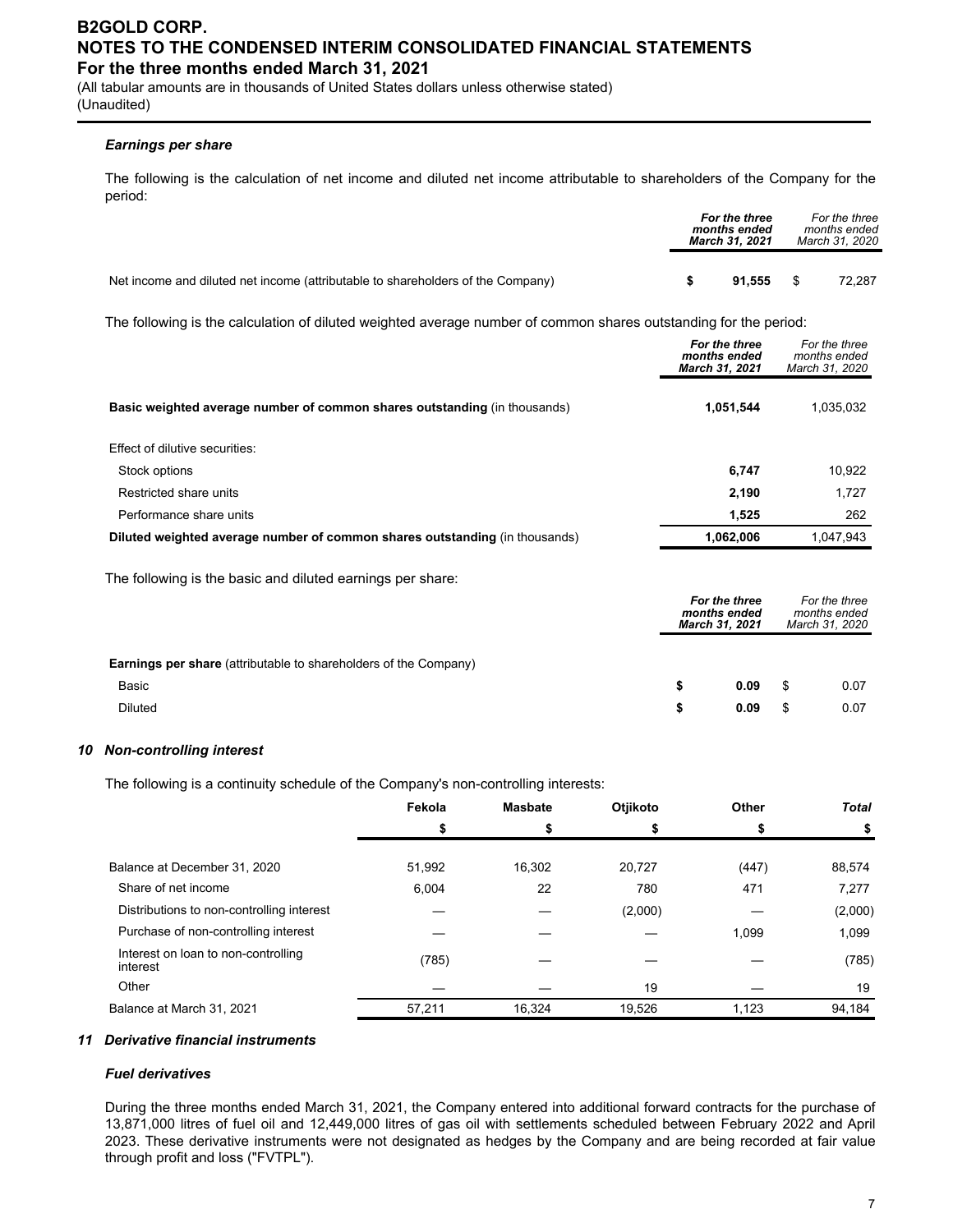### *Earnings per share*

The following is the calculation of net income and diluted net income attributable to shareholders of the Company for the period:

| | ***For the three months ended March 31, 2021*** | *For the three months ended March 31, 2020* |
|---|---|---|
| Net income and diluted net income (attributable to shareholders of the Company) | **$ 91,555** | $ 72,287 |

The following is the calculation of diluted weighted average number of common shares outstanding for the period:

| | ***For the three months ended March 31, 2021*** | *For the three months ended March 31, 2020* |
|---|---|---|
| **Basic weighted average number of common shares outstanding** (in thousands) | **1,051,544** | 1,035,032 |
| Effect of dilutive securities: | | |
| Stock options | **6,747** | 10,922 |
| Restricted share units | **2,190** | 1,727 |
| Performance share units | **1,525** | 262 |
| **Diluted weighted average number of common shares outstanding** (in thousands) | **1,062,006** | 1,047,943 |

The following is the basic and diluted earnings per share:

| | ***For the three months ended March 31, 2021*** | *For the three months ended March 31, 2020* |
|---|---|---|
| **Earnings per share** (attributable to shareholders of the Company) | | |
| Basic | **$ 0.09** | $ 0.07 |
| Diluted | **$ 0.09** | $ 0.07 |

### *10 Non-controlling interest*

The following is a continuity schedule of the Company's non-controlling interests:

| | **Fekola** | **Masbate** | **Otjikoto** | **Other** | ***Total*** |
|---|---|---|---|---|---|
| | **$** | **$** | **$** | **$** | **$** |
| Balance at December 31, 2020 | 51,992 | 16,302 | 20,727 | (447) | 88,574 |
| Share of net income | 6,004 | 22 | 780 | 471 | 7,277 |
| Distributions to non-controlling interest | — | — | (2,000) | — | (2,000) |
| Purchase of non-controlling interest | — | — | — | 1,099 | 1,099 |
| Interest on loan to non-controlling interest | (785) | — | — | — | (785) |
| Other | — | — | 19 | — | 19 |
| Balance at March 31, 2021 | 57,211 | 16,324 | 19,526 | 1,123 | 94,184 |

### *11 Derivative financial instruments*

#### *Fuel derivatives*

During the three months ended March 31, 2021, the Company entered into additional forward contracts for the purchase of 13,871,000 litres of fuel oil and 12,449,000 litres of gas oil with settlements scheduled between February 2022 and April 2023. These derivative instruments were not designated as hedges by the Company and are being recorded at fair value through profit and loss ("FVTPL").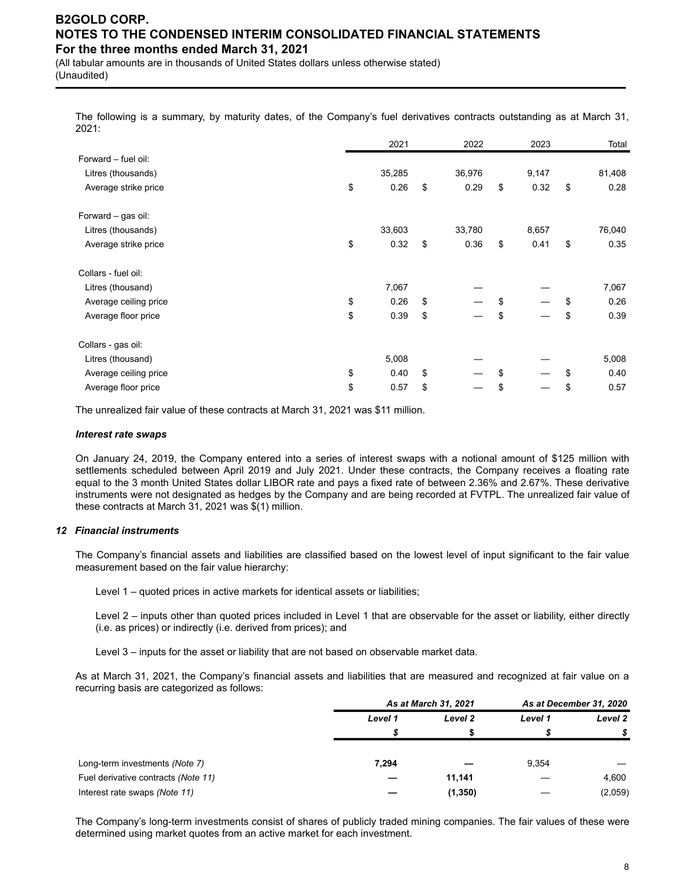The following is a summary, by maturity dates, of the Company's fuel derivatives contracts outstanding as at March 31, 2021:

| | 2021 | 2022 | 2023 | Total |
|---|---|---|---|---|
| Forward – fuel oil: | | | | |
| Litres (thousands) | 35,285 | 36,976 | 9,147 | 81,408 |
| Average strike price | $ 0.26 | $ 0.29 | $ 0.32 | $ 0.28 |
| | | | | |
| Forward – gas oil: | | | | |
| Litres (thousands) | 33,603 | 33,780 | 8,657 | 76,040 |
| Average strike price | $ 0.32 | $ 0.36 | $ 0.41 | $ 0.35 |
| | | | | |
| Collars - fuel oil: | | | | |
| Litres (thousand) | 7,067 | — | — | 7,067 |
| Average ceiling price | $ 0.26 | $ — | $ — | $ 0.26 |
| Average floor price | $ 0.39 | $ — | $ — | $ 0.39 |
| | | | | |
| Collars - gas oil: | | | | |
| Litres (thousand) | 5,008 | — | — | 5,008 |
| Average ceiling price | $ 0.40 | $ — | $ — | $ 0.40 |
| Average floor price | $ 0.57 | $ — | $ — | $ 0.57 |

The unrealized fair value of these contracts at March 31, 2021 was $11 million.

***Interest rate swaps***

On January 24, 2019, the Company entered into a series of interest swaps with a notional amount of $125 million with settlements scheduled between April 2019 and July 2021. Under these contracts, the Company receives a floating rate equal to the 3 month United States dollar LIBOR rate and pays a fixed rate of between 2.36% and 2.67%. These derivative instruments were not designated as hedges by the Company and are being recorded at FVTPL. The unrealized fair value of these contracts at March 31, 2021 was $(1) million.

## *12 Financial instruments*

The Company's financial assets and liabilities are classified based on the lowest level of input significant to the fair value measurement based on the fair value hierarchy:

Level 1 – quoted prices in active markets for identical assets or liabilities;

Level 2 – inputs other than quoted prices included in Level 1 that are observable for the asset or liability, either directly (i.e. as prices) or indirectly (i.e. derived from prices); and

Level 3 – inputs for the asset or liability that are not based on observable market data.

As at March 31, 2021, the Company's financial assets and liabilities that are measured and recognized at fair value on a recurring basis are categorized as follows:

| | *As at March 31, 2021* | | *As at December 31, 2020* | |
|---|---|---|---|---|
| | *Level 1* | *Level 2* | *Level 1* | *Level 2* |
| | *$* | *$* | *$* | *$* |
| Long-term investments *(Note 7)* | **7,294** | **—** | 9,354 | — |
| Fuel derivative contracts *(Note 11)* | **—** | **11,141** | — | 4,600 |
| Interest rate swaps *(Note 11)* | **—** | **(1,350)** | — | (2,059) |

The Company's long-term investments consist of shares of publicly traded mining companies. The fair values of these were determined using market quotes from an active market for each investment.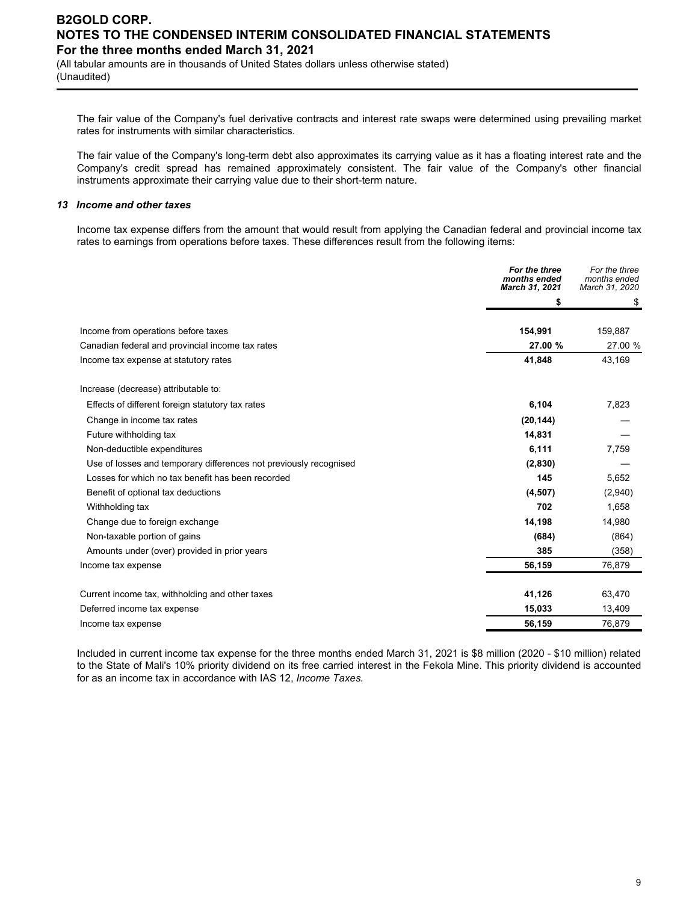The fair value of the Company's fuel derivative contracts and interest rate swaps were determined using prevailing market rates for instruments with similar characteristics.

The fair value of the Company's long-term debt also approximates its carrying value as it has a floating interest rate and the Company's credit spread has remained approximately consistent. The fair value of the Company's other financial instruments approximate their carrying value due to their short-term nature.

### *13 Income and other taxes*

Income tax expense differs from the amount that would result from applying the Canadian federal and provincial income tax rates to earnings from operations before taxes. These differences result from the following items:

| | ***For the three months ended March 31, 2021*** | *For the three months ended March 31, 2020* |
|---|---|---|
| | **$** | $ |
| Income from operations before taxes | **154,991** | 159,887 |
| Canadian federal and provincial income tax rates | **27.00 %** | 27.00 % |
| Income tax expense at statutory rates | **41,848** | 43,169 |
| | | |
| Increase (decrease) attributable to: | | |
| Effects of different foreign statutory tax rates | **6,104** | 7,823 |
| Change in income tax rates | **(20,144)** | — |
| Future withholding tax | **14,831** | — |
| Non-deductible expenditures | **6,111** | 7,759 |
| Use of losses and temporary differences not previously recognised | **(2,830)** | — |
| Losses for which no tax benefit has been recorded | **145** | 5,652 |
| Benefit of optional tax deductions | **(4,507)** | (2,940) |
| Withholding tax | **702** | 1,658 |
| Change due to foreign exchange | **14,198** | 14,980 |
| Non-taxable portion of gains | **(684)** | (864) |
| Amounts under (over) provided in prior years | **385** | (358) |
| Income tax expense | **56,159** | 76,879 |
| | | |
| Current income tax, withholding and other taxes | **41,126** | 63,470 |
| Deferred income tax expense | **15,033** | 13,409 |
| Income tax expense | **56,159** | 76,879 |

Included in current income tax expense for the three months ended March 31, 2021 is $8 million (2020 - $10 million) related to the State of Mali's 10% priority dividend on its free carried interest in the Fekola Mine. This priority dividend is accounted for as an income tax in accordance with IAS 12, *Income Taxes.*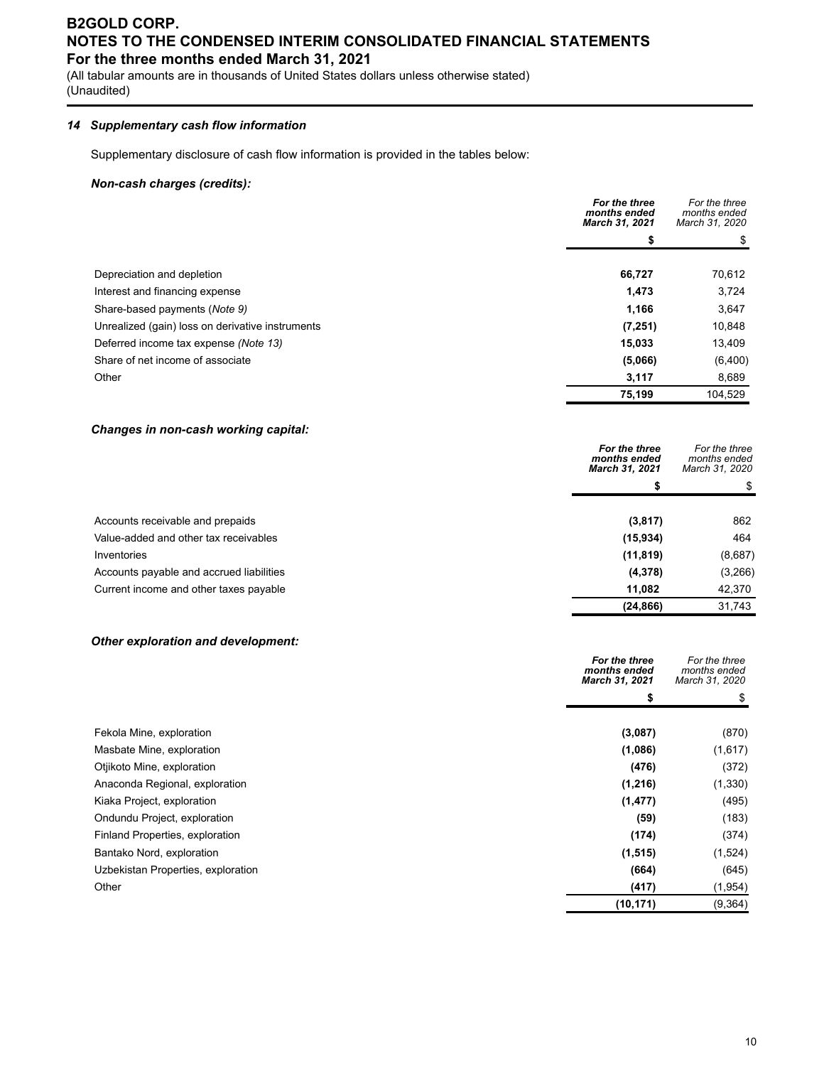# B2GOLD CORP.
# NOTES TO THE CONDENSED INTERIM CONSOLIDATED FINANCIAL STATEMENTS
## For the three months ended March 31, 2021

(All tabular amounts are in thousands of United States dollars unless otherwise stated)
(Unaudited)

### *14 Supplementary cash flow information*

Supplementary disclosure of cash flow information is provided in the tables below:

***Non-cash charges (credits):***

| | ***For the three months ended March 31, 2021*** | *For the three months ended March 31, 2020* |
|---|---|---|
| | **$** | $ |
| Depreciation and depletion | **66,727** | 70,612 |
| Interest and financing expense | **1,473** | 3,724 |
| Share-based payments (*Note 9*) | **1,166** | 3,647 |
| Unrealized (gain) loss on derivative instruments | **(7,251)** | 10,848 |
| Deferred income tax expense *(Note 13)* | **15,033** | 13,409 |
| Share of net income of associate | **(5,066)** | (6,400) |
| Other | **3,117** | 8,689 |
| | **75,199** | 104,529 |

***Changes in non-cash working capital:***

| | ***For the three months ended March 31, 2021*** | *For the three months ended March 31, 2020* |
|---|---|---|
| | **$** | $ |
| Accounts receivable and prepaids | **(3,817)** | 862 |
| Value-added and other tax receivables | **(15,934)** | 464 |
| Inventories | **(11,819)** | (8,687) |
| Accounts payable and accrued liabilities | **(4,378)** | (3,266) |
| Current income and other taxes payable | **11,082** | 42,370 |
| | **(24,866)** | 31,743 |

***Other exploration and development:***

| | ***For the three months ended March 31, 2021*** | *For the three months ended March 31, 2020* |
|---|---|---|
| | **$** | $ |
| Fekola Mine, exploration | **(3,087)** | (870) |
| Masbate Mine, exploration | **(1,086)** | (1,617) |
| Otjikoto Mine, exploration | **(476)** | (372) |
| Anaconda Regional, exploration | **(1,216)** | (1,330) |
| Kiaka Project, exploration | **(1,477)** | (495) |
| Ondundu Project, exploration | **(59)** | (183) |
| Finland Properties, exploration | **(174)** | (374) |
| Bantako Nord, exploration | **(1,515)** | (1,524) |
| Uzbekistan Properties, exploration | **(664)** | (645) |
| Other | **(417)** | (1,954) |
| | **(10,171)** | (9,364) |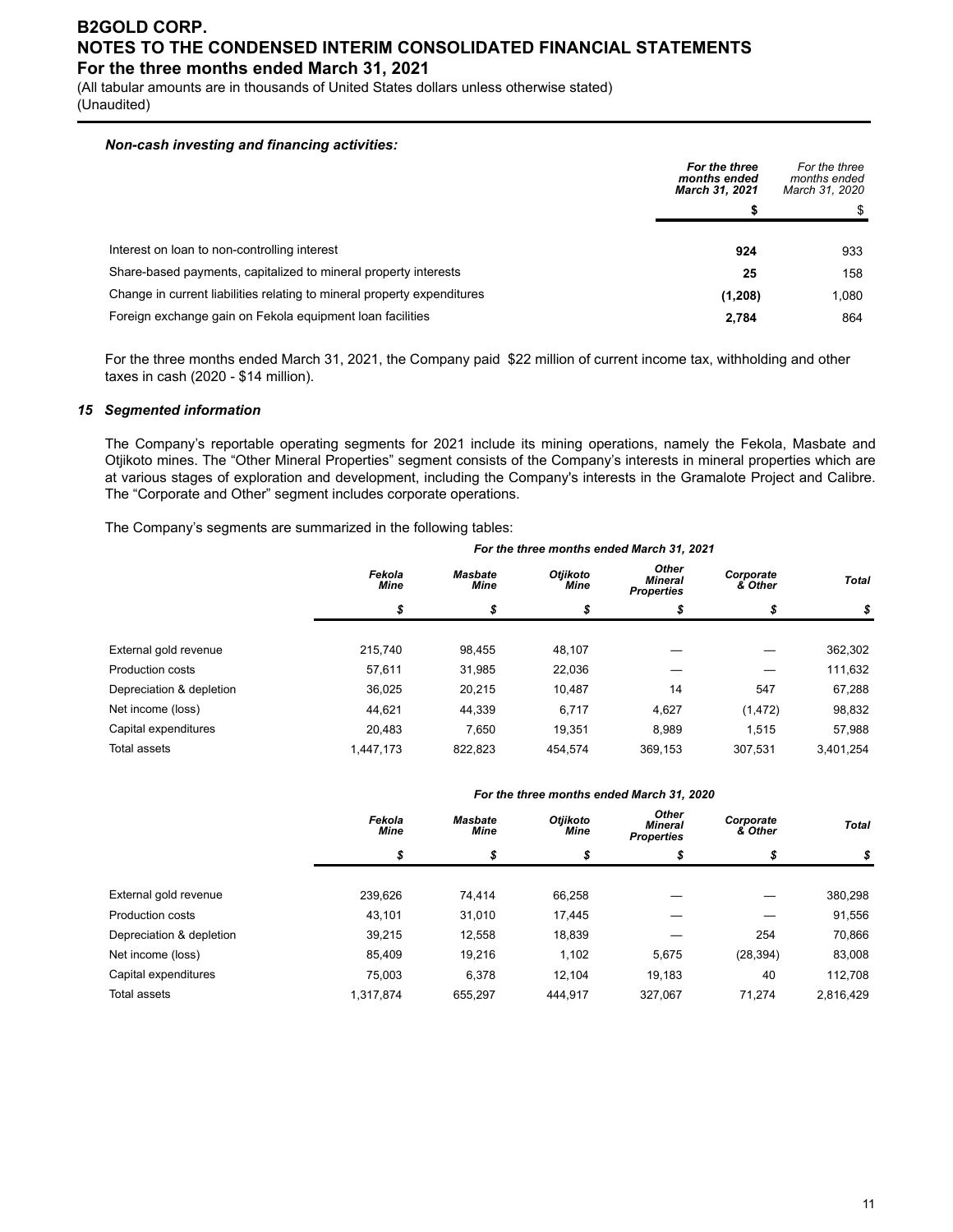***Non-cash investing and financing activities:***

| | *For the three months ended March 31, 2021* | *For the three months ended March 31, 2020* |
|---|---|---|
| | **$** | $ |
| Interest on loan to non-controlling interest | **924** | 933 |
| Share-based payments, capitalized to mineral property interests | **25** | 158 |
| Change in current liabilities relating to mineral property expenditures | **(1,208)** | 1,080 |
| Foreign exchange gain on Fekola equipment loan facilities | **2,784** | 864 |

For the three months ended March 31, 2021, the Company paid $22 million of current income tax, withholding and other taxes in cash (2020 - $14 million).

### *15 Segmented information*

The Company's reportable operating segments for 2021 include its mining operations, namely the Fekola, Masbate and Otjikoto mines. The "Other Mineral Properties" segment consists of the Company's interests in mineral properties which are at various stages of exploration and development, including the Company's interests in the Gramalote Project and Calibre. The "Corporate and Other" segment includes corporate operations.

The Company's segments are summarized in the following tables:

| | *For the three months ended March 31, 2021* | | | | | |
|---|---|---|---|---|---|---|
| | *Fekola Mine* | *Masbate Mine* | *Otjikoto Mine* | *Other Mineral Properties* | *Corporate & Other* | *Total* |
| | *$* | *$* | *$* | *$* | *$* | *$* |
| External gold revenue | 215,740 | 98,455 | 48,107 | — | — | 362,302 |
| Production costs | 57,611 | 31,985 | 22,036 | — | — | 111,632 |
| Depreciation & depletion | 36,025 | 20,215 | 10,487 | 14 | 547 | 67,288 |
| Net income (loss) | 44,621 | 44,339 | 6,717 | 4,627 | (1,472) | 98,832 |
| Capital expenditures | 20,483 | 7,650 | 19,351 | 8,989 | 1,515 | 57,988 |
| Total assets | 1,447,173 | 822,823 | 454,574 | 369,153 | 307,531 | 3,401,254 |

| | *For the three months ended March 31, 2020* | | | | | |
|---|---|---|---|---|---|---|
| | *Fekola Mine* | *Masbate Mine* | *Otjikoto Mine* | *Other Mineral Properties* | *Corporate & Other* | *Total* |
| | *$* | *$* | *$* | *$* | *$* | *$* |
| External gold revenue | 239,626 | 74,414 | 66,258 | — | — | 380,298 |
| Production costs | 43,101 | 31,010 | 17,445 | — | — | 91,556 |
| Depreciation & depletion | 39,215 | 12,558 | 18,839 | — | 254 | 70,866 |
| Net income (loss) | 85,409 | 19,216 | 1,102 | 5,675 | (28,394) | 83,008 |
| Capital expenditures | 75,003 | 6,378 | 12,104 | 19,183 | 40 | 112,708 |
| Total assets | 1,317,874 | 655,297 | 444,917 | 327,067 | 71,274 | 2,816,429 |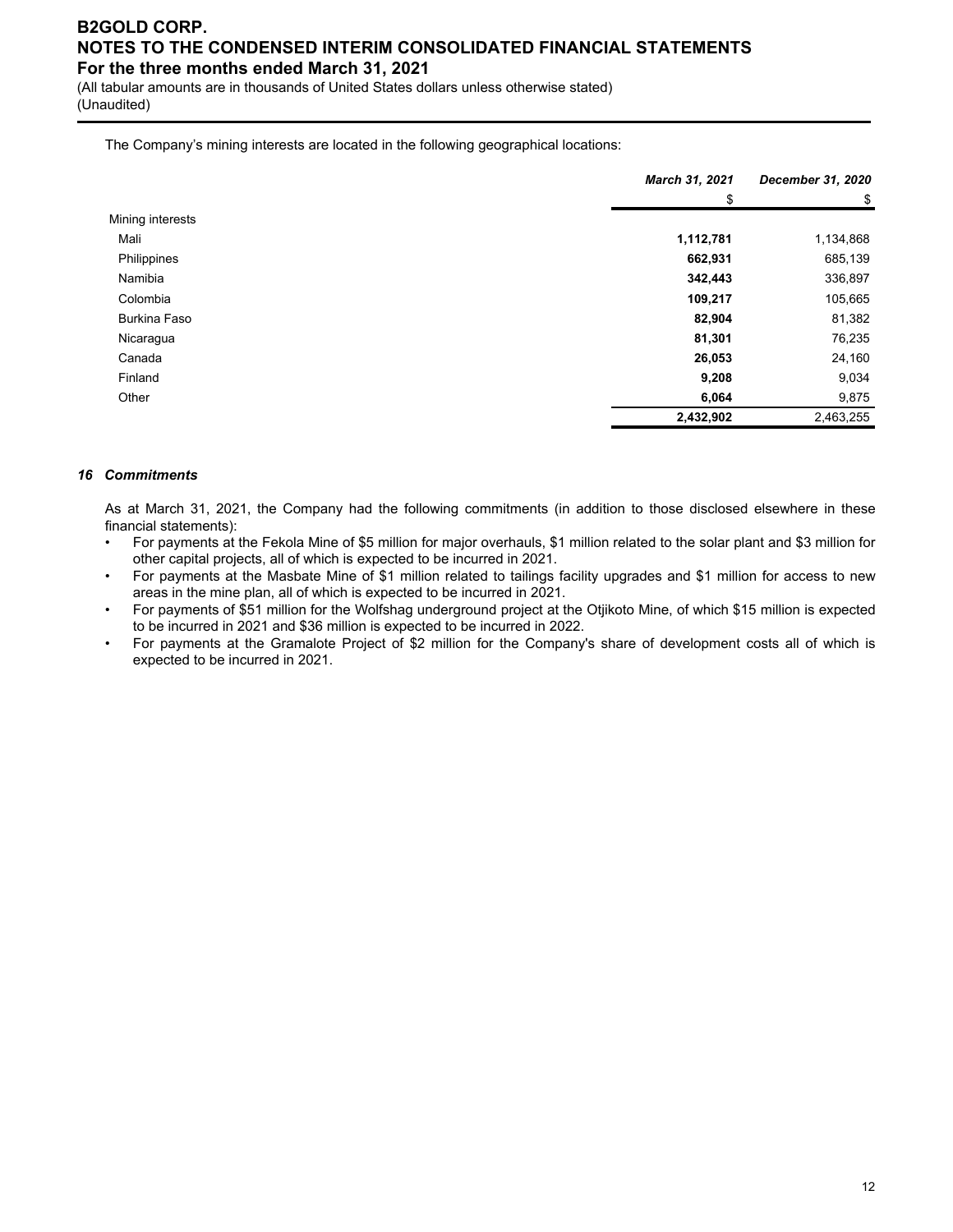The Company's mining interests are located in the following geographical locations:

| | March 31, 2021 | December 31, 2020 |
|---|---|---|
| | $ | $ |
| Mining interests | | |
| Mali | **1,112,781** | 1,134,868 |
| Philippines | **662,931** | 685,139 |
| Namibia | **342,443** | 336,897 |
| Colombia | **109,217** | 105,665 |
| Burkina Faso | **82,904** | 81,382 |
| Nicaragua | **81,301** | 76,235 |
| Canada | **26,053** | 24,160 |
| Finland | **9,208** | 9,034 |
| Other | **6,064** | 9,875 |
| | **2,432,902** | 2,463,255 |

### *16 Commitments*

As at March 31, 2021, the Company had the following commitments (in addition to those disclosed elsewhere in these financial statements):

- For payments at the Fekola Mine of $5 million for major overhauls, $1 million related to the solar plant and $3 million for other capital projects, all of which is expected to be incurred in 2021.
- For payments at the Masbate Mine of $1 million related to tailings facility upgrades and $1 million for access to new areas in the mine plan, all of which is expected to be incurred in 2021.
- For payments of $51 million for the Wolfshag underground project at the Otjikoto Mine, of which $15 million is expected to be incurred in 2021 and $36 million is expected to be incurred in 2022.
- For payments at the Gramalote Project of $2 million for the Company's share of development costs all of which is expected to be incurred in 2021.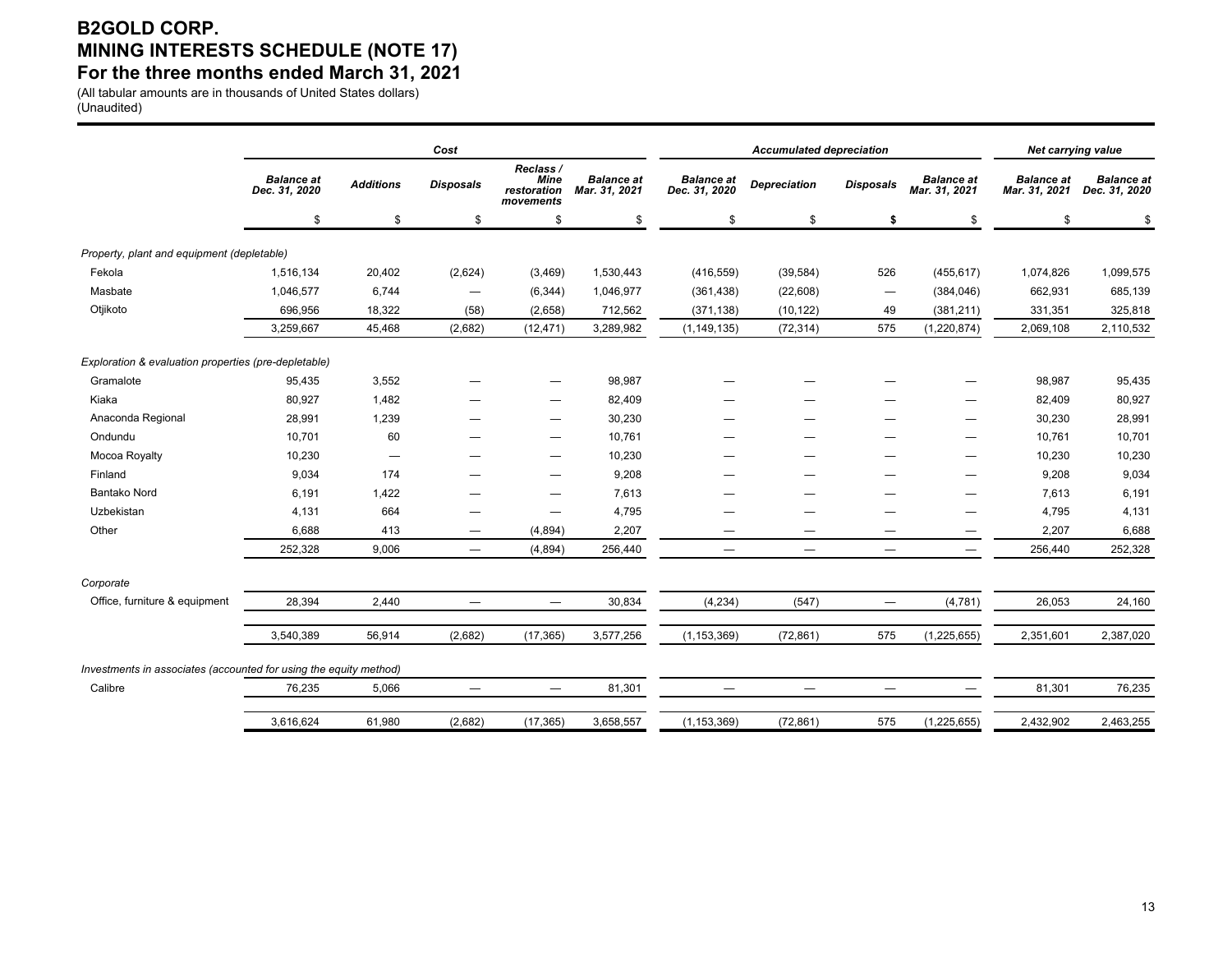# B2GOLD CORP.
# MINING INTERESTS SCHEDULE (NOTE 17)
# For the three months ended March 31, 2021

(All tabular amounts are in thousands of United States dollars)
(Unaudited)

| | Cost | | | | | Accumulated depreciation | | | | Net carrying value | |
|---|---|---|---|---|---|---|---|---|---|---|---|
| | Balance at Dec. 31, 2020 | Additions | Disposals | Reclass / Mine restoration movements | Balance at Mar. 31, 2021 | Balance at Dec. 31, 2020 | Depreciation | Disposals | Balance at Mar. 31, 2021 | Balance at Mar. 31, 2021 | Balance at Dec. 31, 2020 |
| | $ | $ | $ | $ | $ | $ | $ | $ | $ | $ | $ |
| *Property, plant and equipment (depletable)* | | | | | | | | | | | |
| Fekola | 1,516,134 | 20,402 | (2,624) | (3,469) | 1,530,443 | (416,559) | (39,584) | 526 | (455,617) | 1,074,826 | 1,099,575 |
| Masbate | 1,046,577 | 6,744 | — | (6,344) | 1,046,977 | (361,438) | (22,608) | — | (384,046) | 662,931 | 685,139 |
| Otjikoto | 696,956 | 18,322 | (58) | (2,658) | 712,562 | (371,138) | (10,122) | 49 | (381,211) | 331,351 | 325,818 |
| | 3,259,667 | 45,468 | (2,682) | (12,471) | 3,289,982 | (1,149,135) | (72,314) | 575 | (1,220,874) | 2,069,108 | 2,110,532 |
| *Exploration & evaluation properties (pre-depletable)* | | | | | | | | | | | |
| Gramalote | 95,435 | 3,552 | — | — | 98,987 | — | — | — | — | 98,987 | 95,435 |
| Kiaka | 80,927 | 1,482 | — | — | 82,409 | — | — | — | — | 82,409 | 80,927 |
| Anaconda Regional | 28,991 | 1,239 | — | — | 30,230 | — | — | — | — | 30,230 | 28,991 |
| Ondundu | 10,701 | 60 | — | — | 10,761 | — | — | — | — | 10,761 | 10,701 |
| Mocoa Royalty | 10,230 | — | — | — | 10,230 | — | — | — | — | 10,230 | 10,230 |
| Finland | 9,034 | 174 | — | — | 9,208 | — | — | — | — | 9,208 | 9,034 |
| Bantako Nord | 6,191 | 1,422 | — | — | 7,613 | — | — | — | — | 7,613 | 6,191 |
| Uzbekistan | 4,131 | 664 | — | — | 4,795 | — | — | — | — | 4,795 | 4,131 |
| Other | 6,688 | 413 | — | (4,894) | 2,207 | — | — | — | — | 2,207 | 6,688 |
| | 252,328 | 9,006 | — | (4,894) | 256,440 | — | — | — | — | 256,440 | 252,328 |
| *Corporate* | | | | | | | | | | | |
| Office, furniture & equipment | 28,394 | 2,440 | — | — | 30,834 | (4,234) | (547) | — | (4,781) | 26,053 | 24,160 |
| | 3,540,389 | 56,914 | (2,682) | (17,365) | 3,577,256 | (1,153,369) | (72,861) | 575 | (1,225,655) | 2,351,601 | 2,387,020 |
| *Investments in associates (accounted for using the equity method)* | | | | | | | | | | | |
| Calibre | 76,235 | 5,066 | — | — | 81,301 | — | — | — | — | 81,301 | 76,235 |
| | 3,616,624 | 61,980 | (2,682) | (17,365) | 3,658,557 | (1,153,369) | (72,861) | 575 | (1,225,655) | 2,432,902 | 2,463,255 |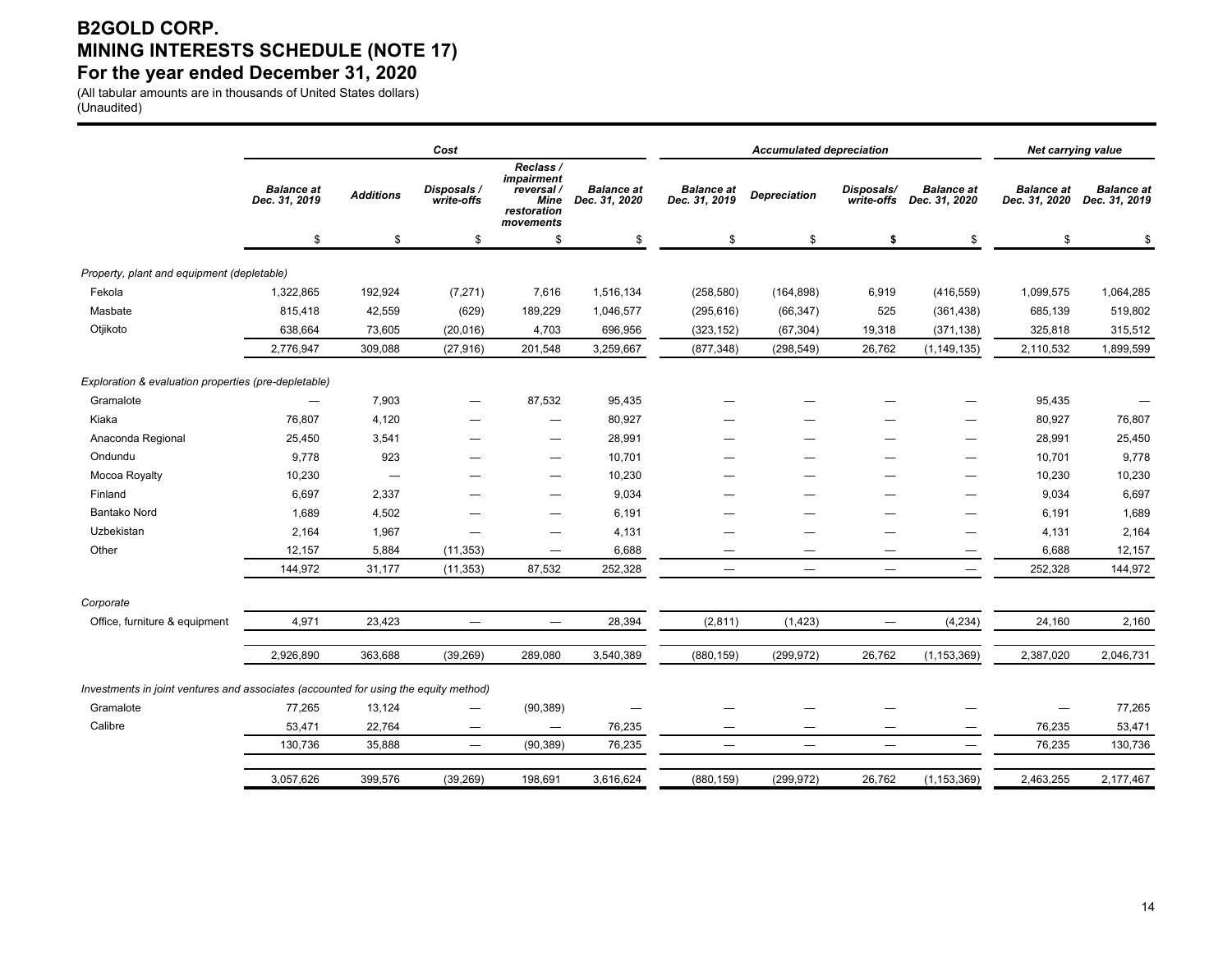# B2GOLD CORP.
# MINING INTERESTS SCHEDULE (NOTE 17)
# For the year ended December 31, 2020

(All tabular amounts are in thousands of United States dollars)
(Unaudited)

| | Cost | | | | | Accumulated depreciation | | | | Net carrying value | |
|---|---|---|---|---|---|---|---|---|---|---|---|
| | *Balance at Dec. 31, 2019* | *Additions* | *Disposals / write-offs* | *Reclass / impairment reversal / Mine restoration movements* | *Balance at Dec. 31, 2020* | *Balance at Dec. 31, 2019* | *Depreciation* | *Disposals/ write-offs* | *Balance at Dec. 31, 2020* | *Balance at Dec. 31, 2020* | *Balance at Dec. 31, 2019* |
| | $ | $ | $ | $ | $ | $ | $ | **$** | $ | $ | $ |
| *Property, plant and equipment (depletable)* | | | | | | | | | | | |
| Fekola | 1,322,865 | 192,924 | (7,271) | 7,616 | 1,516,134 | (258,580) | (164,898) | 6,919 | (416,559) | 1,099,575 | 1,064,285 |
| Masbate | 815,418 | 42,559 | (629) | 189,229 | 1,046,577 | (295,616) | (66,347) | 525 | (361,438) | 685,139 | 519,802 |
| Otjikoto | 638,664 | 73,605 | (20,016) | 4,703 | 696,956 | (323,152) | (67,304) | 19,318 | (371,138) | 325,818 | 315,512 |
| | 2,776,947 | 309,088 | (27,916) | 201,548 | 3,259,667 | (877,348) | (298,549) | 26,762 | (1,149,135) | 2,110,532 | 1,899,599 |
| *Exploration & evaluation properties (pre-depletable)* | | | | | | | | | | | |
| Gramalote | — | 7,903 | — | 87,532 | 95,435 | — | — | — | — | 95,435 | — |
| Kiaka | 76,807 | 4,120 | — | — | 80,927 | — | — | — | — | 80,927 | 76,807 |
| Anaconda Regional | 25,450 | 3,541 | — | — | 28,991 | — | — | — | — | 28,991 | 25,450 |
| Ondundu | 9,778 | 923 | — | — | 10,701 | — | — | — | — | 10,701 | 9,778 |
| Mocoa Royalty | 10,230 | — | — | — | 10,230 | — | — | — | — | 10,230 | 10,230 |
| Finland | 6,697 | 2,337 | — | — | 9,034 | — | — | — | — | 9,034 | 6,697 |
| Bantako Nord | 1,689 | 4,502 | — | — | 6,191 | — | — | — | — | 6,191 | 1,689 |
| Uzbekistan | 2,164 | 1,967 | — | — | 4,131 | — | — | — | — | 4,131 | 2,164 |
| Other | 12,157 | 5,884 | (11,353) | — | 6,688 | — | — | — | — | 6,688 | 12,157 |
| | 144,972 | 31,177 | (11,353) | 87,532 | 252,328 | — | — | — | — | 252,328 | 144,972 |
| *Corporate* | | | | | | | | | | | |
| Office, furniture & equipment | 4,971 | 23,423 | — | — | 28,394 | (2,811) | (1,423) | — | (4,234) | 24,160 | 2,160 |
| | 2,926,890 | 363,688 | (39,269) | 289,080 | 3,540,389 | (880,159) | (299,972) | 26,762 | (1,153,369) | 2,387,020 | 2,046,731 |
| *Investments in joint ventures and associates (accounted for using the equity method)* | | | | | | | | | | | |
| Gramalote | 77,265 | 13,124 | — | (90,389) | — | — | — | — | — | — | 77,265 |
| Calibre | 53,471 | 22,764 | — | — | 76,235 | — | — | — | — | 76,235 | 53,471 |
| | 130,736 | 35,888 | — | (90,389) | 76,235 | — | — | — | — | 76,235 | 130,736 |
| | 3,057,626 | 399,576 | (39,269) | 198,691 | 3,616,624 | (880,159) | (299,972) | 26,762 | (1,153,369) | 2,463,255 | 2,177,467 |